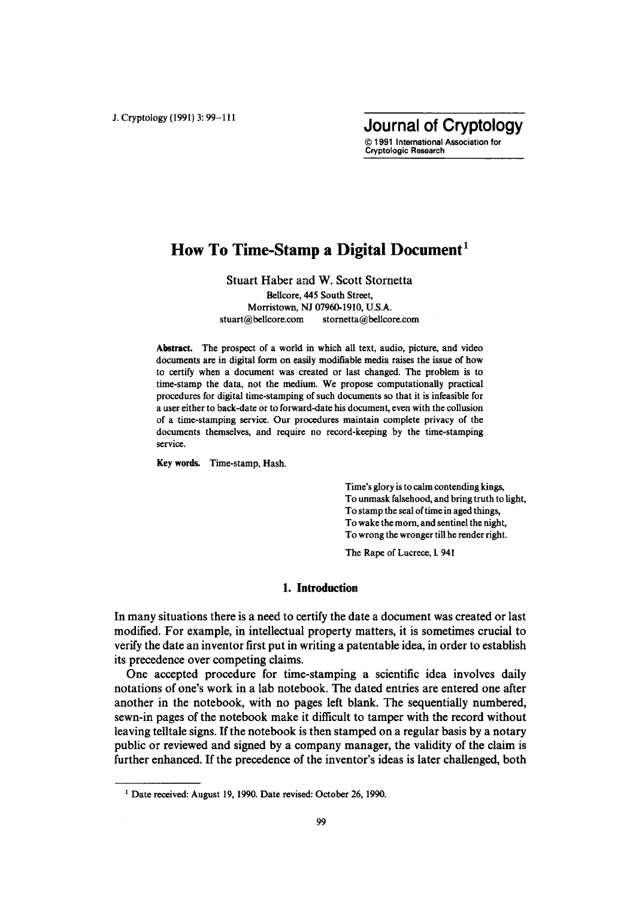# How To Time-Stamp a Digital Document[1]

Stuart Haber and W. Scott Stornetta

Bellcore, 445 South Street,
Morristown, NJ 07960-1910, U.S.A.
stuart@bellcore.com    stornetta@bellcore.com

**Abstract.** The prospect of a world in which all text, audio, picture, and video documents are in digital form on easily modifiable media raises the issue of how to certify when a document was created or last changed. The problem is to time-stamp the data, not the medium. We propose computationally practical procedures for digital time-stamping of such documents so that it is infeasible for a user either to back-date or to forward-date his document, even with the collusion of a time-stamping service. Our procedures maintain complete privacy of the documents themselves, and require no record-keeping by the time-stamping service.

**Key words.** Time-stamp, Hash.

> Time's glory is to calm contending kings,
> To unmask falsehood, and bring truth to light,
> To stamp the seal of time in aged things,
> To wake the morn, and sentinel the night,
> To wrong the wronger till he render right.
>
> The Rape of Lucrece, l. 941

## 1. Introduction

In many situations there is a need to certify the date a document was created or last modified. For example, in intellectual property matters, it is sometimes crucial to verify the date an inventor first put in writing a patentable idea, in order to establish its precedence over competing claims.

One accepted procedure for time-stamping a scientific idea involves daily notations of one's work in a lab notebook. The dated entries are entered one after another in the notebook, with no pages left blank. The sequentially numbered, sewn-in pages of the notebook make it difficult to tamper with the record without leaving telltale signs. If the notebook is then stamped on a regular basis by a notary public or reviewed and signed by a company manager, the validity of the claim is further enhanced. If the precedence of the inventor's ideas is later challenged, both

---

[1] Date received: August 19, 1990. Date revised: October 26, 1990.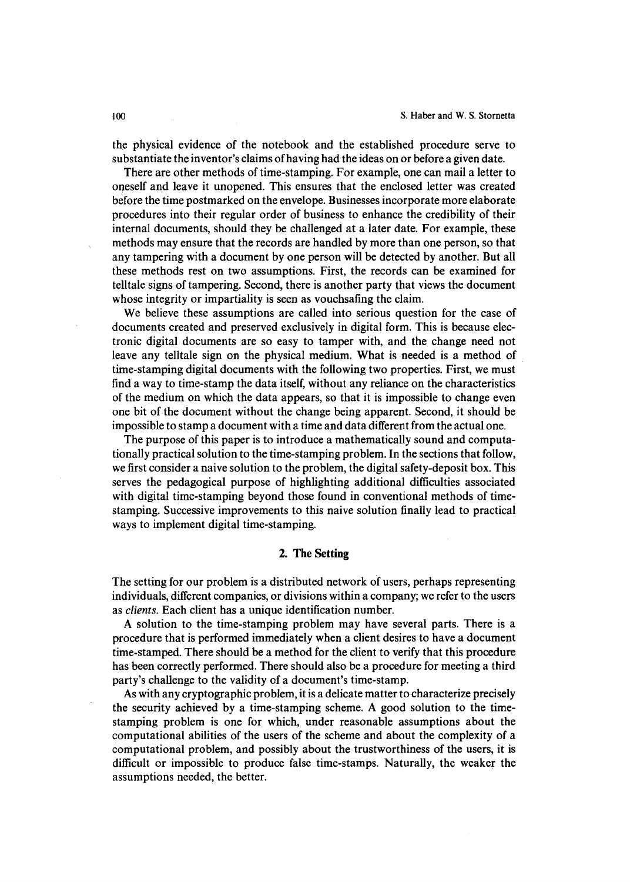the physical evidence of the notebook and the established procedure serve to substantiate the inventor's claims of having had the ideas on or before a given date.

There are other methods of time-stamping. For example, one can mail a letter to oneself and leave it unopened. This ensures that the enclosed letter was created before the time postmarked on the envelope. Businesses incorporate more elaborate procedures into their regular order of business to enhance the credibility of their internal documents, should they be challenged at a later date. For example, these methods may ensure that the records are handled by more than one person, so that any tampering with a document by one person will be detected by another. But all these methods rest on two assumptions. First, the records can be examined for telltale signs of tampering. Second, there is another party that views the document whose integrity or impartiality is seen as vouchsafing the claim.

We believe these assumptions are called into serious question for the case of documents created and preserved exclusively in digital form. This is because electronic digital documents are so easy to tamper with, and the change need not leave any telltale sign on the physical medium. What is needed is a method of time-stamping digital documents with the following two properties. First, we must find a way to time-stamp the data itself, without any reliance on the characteristics of the medium on which the data appears, so that it is impossible to change even one bit of the document without the change being apparent. Second, it should be impossible to stamp a document with a time and data different from the actual one.

The purpose of this paper is to introduce a mathematically sound and computationally practical solution to the time-stamping problem. In the sections that follow, we first consider a naive solution to the problem, the digital safety-deposit box. This serves the pedagogical purpose of highlighting additional difficulties associated with digital time-stamping beyond those found in conventional methods of time-stamping. Successive improvements to this naive solution finally lead to practical ways to implement digital time-stamping.

## 2. The Setting

The setting for our problem is a distributed network of users, perhaps representing individuals, different companies, or divisions within a company; we refer to the users as *clients*. Each client has a unique identification number.

A solution to the time-stamping problem may have several parts. There is a procedure that is performed immediately when a client desires to have a document time-stamped. There should be a method for the client to verify that this procedure has been correctly performed. There should also be a procedure for meeting a third party's challenge to the validity of a document's time-stamp.

As with any cryptographic problem, it is a delicate matter to characterize precisely the security achieved by a time-stamping scheme. A good solution to the time-stamping problem is one for which, under reasonable assumptions about the computational abilities of the users of the scheme and about the complexity of a computational problem, and possibly about the trustworthiness of the users, it is difficult or impossible to produce false time-stamps. Naturally, the weaker the assumptions needed, the better.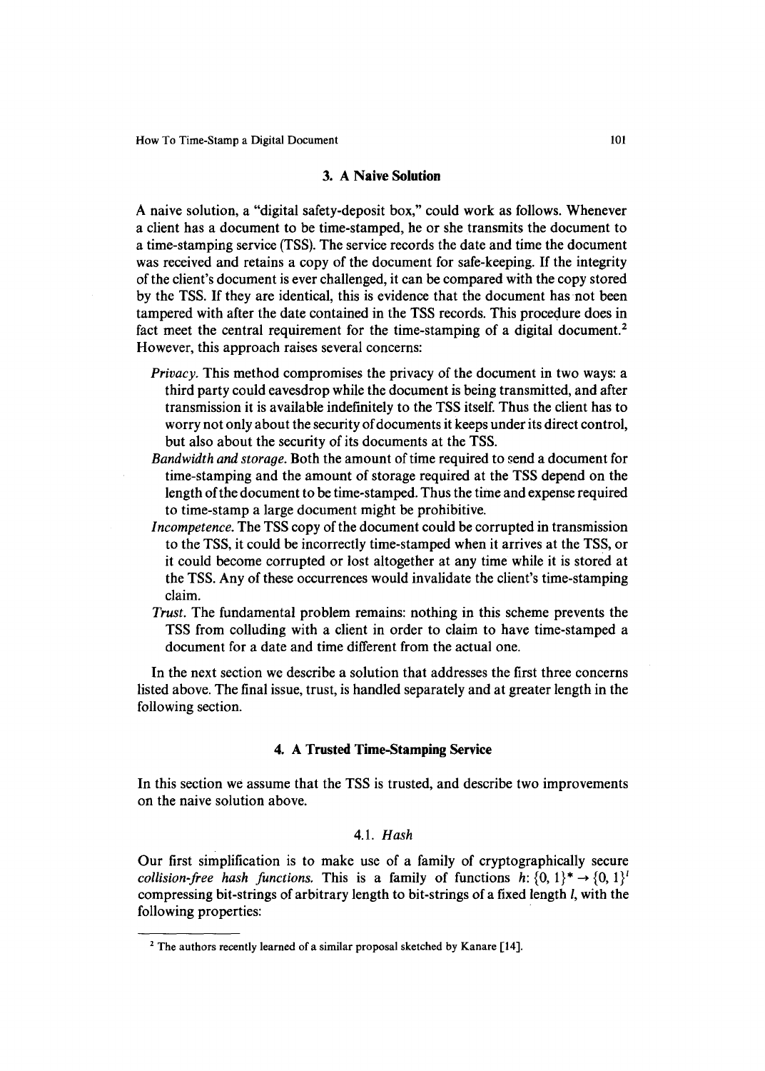## 3. A Naive Solution

A naive solution, a "digital safety-deposit box," could work as follows. Whenever a client has a document to be time-stamped, he or she transmits the document to a time-stamping service (TSS). The service records the date and time the document was received and retains a copy of the document for safe-keeping. If the integrity of the client's document is ever challenged, it can be compared with the copy stored by the TSS. If they are identical, this is evidence that the document has not been tampered with after the date contained in the TSS records. This procedure does in fact meet the central requirement for the time-stamping of a digital document.[2] However, this approach raises several concerns:

*Privacy.* This method compromises the privacy of the document in two ways: a third party could eavesdrop while the document is being transmitted, and after transmission it is available indefinitely to the TSS itself. Thus the client has to worry not only about the security of documents it keeps under its direct control, but also about the security of its documents at the TSS.

*Bandwidth and storage.* Both the amount of time required to send a document for time-stamping and the amount of storage required at the TSS depend on the length of the document to be time-stamped. Thus the time and expense required to time-stamp a large document might be prohibitive.

*Incompetence.* The TSS copy of the document could be corrupted in transmission to the TSS, it could be incorrectly time-stamped when it arrives at the TSS, or it could become corrupted or lost altogether at any time while it is stored at the TSS. Any of these occurrences would invalidate the client's time-stamping claim.

*Trust.* The fundamental problem remains: nothing in this scheme prevents the TSS from colluding with a client in order to claim to have time-stamped a document for a date and time different from the actual one.

In the next section we describe a solution that addresses the first three concerns listed above. The final issue, trust, is handled separately and at greater length in the following section.

## 4. A Trusted Time-Stamping Service

In this section we assume that the TSS is trusted, and describe two improvements on the naive solution above.

### 4.1. *Hash*

Our first simplification is to make use of a family of cryptographically secure *collision-free hash functions.* This is a family of functions $h: \{0, 1\}^* \rightarrow \{0, 1\}^l$ compressing bit-strings of arbitrary length to bit-strings of a fixed length $l$, with the following properties:

[2] The authors recently learned of a similar proposal sketched by Kanare [14].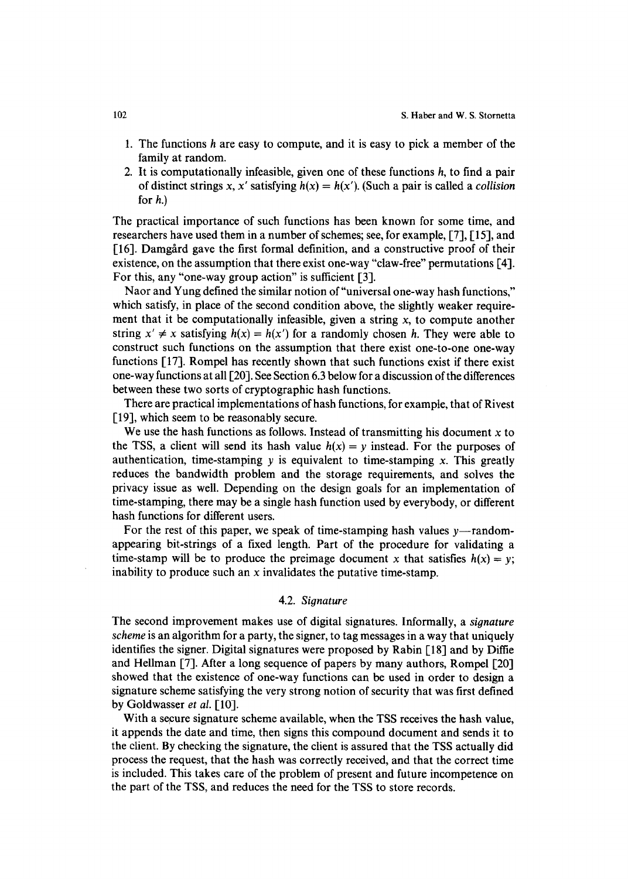1. The functions $h$ are easy to compute, and it is easy to pick a member of the family at random.
2. It is computationally infeasible, given one of these functions $h$, to find a pair of distinct strings $x$, $x'$ satisfying $h(x) = h(x')$. (Such a pair is called a *collision* for $h$.)

The practical importance of such functions has been known for some time, and researchers have used them in a number of schemes; see, for example, [7], [15], and [16]. Damgård gave the first formal definition, and a constructive proof of their existence, on the assumption that there exist one-way "claw-free" permutations [4]. For this, any "one-way group action" is sufficient [3].

Naor and Yung defined the similar notion of "universal one-way hash functions," which satisfy, in place of the second condition above, the slightly weaker requirement that it be computationally infeasible, given a string $x$, to compute another string $x' \neq x$ satisfying $h(x) = h(x')$ for a randomly chosen $h$. They were able to construct such functions on the assumption that there exist one-to-one one-way functions [17]. Rompel has recently shown that such functions exist if there exist one-way functions at all [20]. See Section 6.3 below for a discussion of the differences between these two sorts of cryptographic hash functions.

There are practical implementations of hash functions, for example, that of Rivest [19], which seem to be reasonably secure.

We use the hash functions as follows. Instead of transmitting his document $x$ to the TSS, a client will send its hash value $h(x) = y$ instead. For the purposes of authentication, time-stamping $y$ is equivalent to time-stamping $x$. This greatly reduces the bandwidth problem and the storage requirements, and solves the privacy issue as well. Depending on the design goals for an implementation of time-stamping, there may be a single hash function used by everybody, or different hash functions for different users.

For the rest of this paper, we speak of time-stamping hash values $y$—random-appearing bit-strings of a fixed length. Part of the procedure for validating a time-stamp will be to produce the preimage document $x$ that satisfies $h(x) = y$; inability to produce such an $x$ invalidates the putative time-stamp.

### 4.2. *Signature*

The second improvement makes use of digital signatures. Informally, a *signature scheme* is an algorithm for a party, the signer, to tag messages in a way that uniquely identifies the signer. Digital signatures were proposed by Rabin [18] and by Diffie and Hellman [7]. After a long sequence of papers by many authors, Rompel [20] showed that the existence of one-way functions can be used in order to design a signature scheme satisfying the very strong notion of security that was first defined by Goldwasser *et al.* [10].

With a secure signature scheme available, when the TSS receives the hash value, it appends the date and time, then signs this compound document and sends it to the client. By checking the signature, the client is assured that the TSS actually did process the request, that the hash was correctly received, and that the correct time is included. This takes care of the problem of present and future incompetence on the part of the TSS, and reduces the need for the TSS to store records.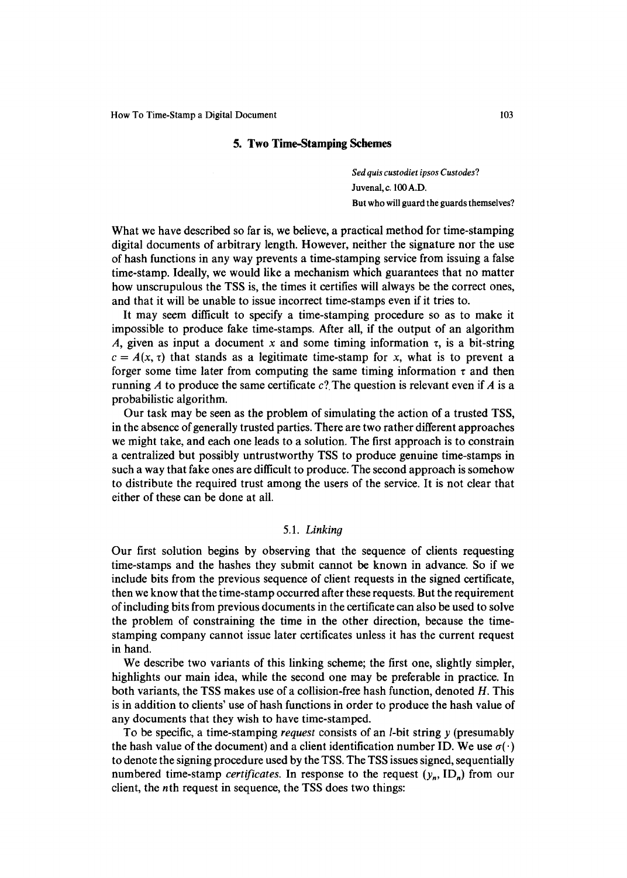## 5. Two Time-Stamping Schemes

> *Sed quis custodiet ipsos Custodes?*
> Juvenal, c. 100 A.D.
> But who will guard the guards themselves?

What we have described so far is, we believe, a practical method for time-stamping digital documents of arbitrary length. However, neither the signature nor the use of hash functions in any way prevents a time-stamping service from issuing a false time-stamp. Ideally, we would like a mechanism which guarantees that no matter how unscrupulous the TSS is, the times it certifies will always be the correct ones, and that it will be unable to issue incorrect time-stamps even if it tries to.

It may seem difficult to specify a time-stamping procedure so as to make it impossible to produce fake time-stamps. After all, if the output of an algorithm $A$, given as input a document $x$ and some timing information $\tau$, is a bit-string $c = A(x, \tau)$ that stands as a legitimate time-stamp for $x$, what is to prevent a forger some time later from computing the same timing information $\tau$ and then running $A$ to produce the same certificate $c$? The question is relevant even if $A$ is a probabilistic algorithm.

Our task may be seen as the problem of simulating the action of a trusted TSS, in the absence of generally trusted parties. There are two rather different approaches we might take, and each one leads to a solution. The first approach is to constrain a centralized but possibly untrustworthy TSS to produce genuine time-stamps in such a way that fake ones are difficult to produce. The second approach is somehow to distribute the required trust among the users of the service. It is not clear that either of these can be done at all.

### 5.1. *Linking*

Our first solution begins by observing that the sequence of clients requesting time-stamps and the hashes they submit cannot be known in advance. So if we include bits from the previous sequence of client requests in the signed certificate, then we know that the time-stamp occurred after these requests. But the requirement of including bits from previous documents in the certificate can also be used to solve the problem of constraining the time in the other direction, because the time-stamping company cannot issue later certificates unless it has the current request in hand.

We describe two variants of this linking scheme; the first one, slightly simpler, highlights our main idea, while the second one may be preferable in practice. In both variants, the TSS makes use of a collision-free hash function, denoted $H$. This is in addition to clients' use of hash functions in order to produce the hash value of any documents that they wish to have time-stamped.

To be specific, a time-stamping *request* consists of an $l$-bit string $y$ (presumably the hash value of the document) and a client identification number ID. We use $\sigma(\cdot)$ to denote the signing procedure used by the TSS. The TSS issues signed, sequentially numbered time-stamp *certificates*. In response to the request $(y_n, \mathrm{ID}_n)$ from our client, the $n$th request in sequence, the TSS does two things: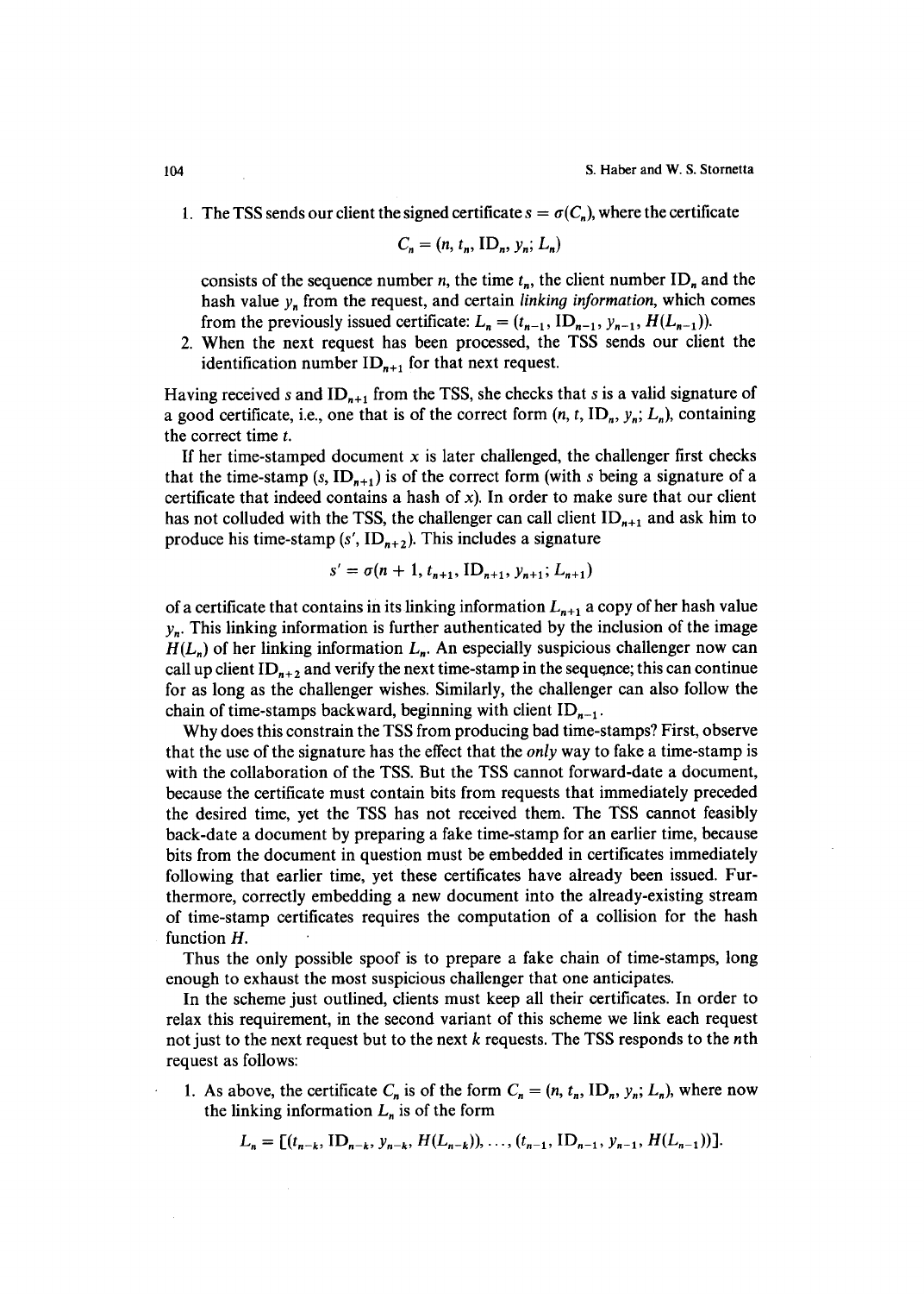1. The TSS sends our client the signed certificate $s = \sigma(C_n)$, where the certificate

$$C_n = (n, t_n, \mathrm{ID}_n, y_n; L_n)$$

consists of the sequence number $n$, the time $t_n$, the client number $\mathrm{ID}_n$ and the hash value $y_n$ from the request, and certain *linking information*, which comes from the previously issued certificate: $L_n = (t_{n-1}, \mathrm{ID}_{n-1}, y_{n-1}, H(L_{n-1}))$.

2. When the next request has been processed, the TSS sends our client the identification number $\mathrm{ID}_{n+1}$ for that next request.

Having received $s$ and $\mathrm{ID}_{n+1}$ from the TSS, she checks that $s$ is a valid signature of a good certificate, i.e., one that is of the correct form $(n, t, \mathrm{ID}_n, y_n; L_n)$, containing the correct time $t$.

If her time-stamped document $x$ is later challenged, the challenger first checks that the time-stamp $(s, \mathrm{ID}_{n+1})$ is of the correct form (with $s$ being a signature of a certificate that indeed contains a hash of $x$). In order to make sure that our client has not colluded with the TSS, the challenger can call client $\mathrm{ID}_{n+1}$ and ask him to produce his time-stamp $(s', \mathrm{ID}_{n+2})$. This includes a signature

$$s' = \sigma(n + 1, t_{n+1}, \mathrm{ID}_{n+1}, y_{n+1}; L_{n+1})$$

of a certificate that contains in its linking information $L_{n+1}$ a copy of her hash value $y_n$. This linking information is further authenticated by the inclusion of the image $H(L_n)$ of her linking information $L_n$. An especially suspicious challenger now can call up client $\mathrm{ID}_{n+2}$ and verify the next time-stamp in the sequence; this can continue for as long as the challenger wishes. Similarly, the challenger can also follow the chain of time-stamps backward, beginning with client $\mathrm{ID}_{n-1}$.

Why does this constrain the TSS from producing bad time-stamps? First, observe that the use of the signature has the effect that the *only* way to fake a time-stamp is with the collaboration of the TSS. But the TSS cannot forward-date a document, because the certificate must contain bits from requests that immediately preceded the desired time, yet the TSS has not received them. The TSS cannot feasibly back-date a document by preparing a fake time-stamp for an earlier time, because bits from the document in question must be embedded in certificates immediately following that earlier time, yet these certificates have already been issued. Furthermore, correctly embedding a new document into the already-existing stream of time-stamp certificates requires the computation of a collision for the hash function $H$.

Thus the only possible spoof is to prepare a fake chain of time-stamps, long enough to exhaust the most suspicious challenger that one anticipates.

In the scheme just outlined, clients must keep all their certificates. In order to relax this requirement, in the second variant of this scheme we link each request not just to the next request but to the next $k$ requests. The TSS responds to the $n$th request as follows:

1. As above, the certificate $C_n$ is of the form $C_n = (n, t_n, \mathrm{ID}_n, y_n; L_n)$, where now the linking information $L_n$ is of the form

$$L_n = [(t_{n-k}, \mathrm{ID}_{n-k}, y_{n-k}, H(L_{n-k})), \ldots, (t_{n-1}, \mathrm{ID}_{n-1}, y_{n-1}, H(L_{n-1}))].$$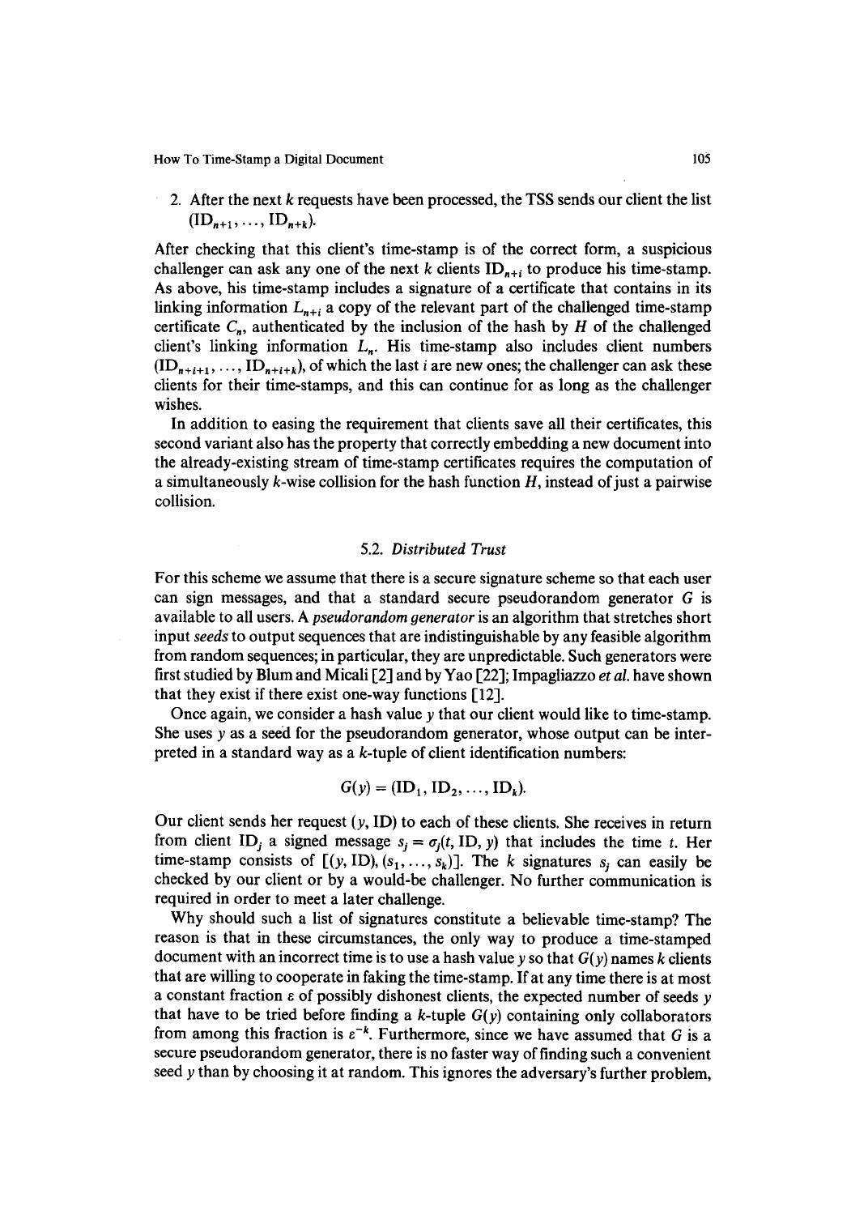2. After the next $k$ requests have been processed, the TSS sends our client the list $(\mathrm{ID}_{n+1}, \ldots, \mathrm{ID}_{n+k})$.

After checking that this client's time-stamp is of the correct form, a suspicious challenger can ask any one of the next $k$ clients $\mathrm{ID}_{n+i}$ to produce his time-stamp. As above, his time-stamp includes a signature of a certificate that contains in its linking information $L_{n+i}$ a copy of the relevant part of the challenged time-stamp certificate $C_n$, authenticated by the inclusion of the hash by $H$ of the challenged client's linking information $L_n$. His time-stamp also includes client numbers $(\mathrm{ID}_{n+i+1}, \ldots, \mathrm{ID}_{n+i+k})$, of which the last $i$ are new ones; the challenger can ask these clients for their time-stamps, and this can continue for as long as the challenger wishes.

In addition to easing the requirement that clients save all their certificates, this second variant also has the property that correctly embedding a new document into the already-existing stream of time-stamp certificates requires the computation of a simultaneously $k$-wise collision for the hash function $H$, instead of just a pairwise collision.

### 5.2. Distributed Trust

For this scheme we assume that there is a secure signature scheme so that each user can sign messages, and that a standard secure pseudorandom generator $G$ is available to all users. A *pseudorandom generator* is an algorithm that stretches short input *seeds* to output sequences that are indistinguishable by any feasible algorithm from random sequences; in particular, they are unpredictable. Such generators were first studied by Blum and Micali [2] and by Yao [22]; Impagliazzo *et al.* have shown that they exist if there exist one-way functions [12].

Once again, we consider a hash value $y$ that our client would like to time-stamp. She uses $y$ as a seed for the pseudorandom generator, whose output can be interpreted in a standard way as a $k$-tuple of client identification numbers:

$$G(y) = (\mathrm{ID}_1, \mathrm{ID}_2, \ldots, \mathrm{ID}_k).$$

Our client sends her request $(y, \mathrm{ID})$ to each of these clients. She receives in return from client $\mathrm{ID}_j$ a signed message $s_j = \sigma_j(t, \mathrm{ID}, y)$ that includes the time $t$. Her time-stamp consists of $[(y, \mathrm{ID}), (s_1, \ldots, s_k)]$. The $k$ signatures $s_j$ can easily be checked by our client or by a would-be challenger. No further communication is required in order to meet a later challenge.

Why should such a list of signatures constitute a believable time-stamp? The reason is that in these circumstances, the only way to produce a time-stamped document with an incorrect time is to use a hash value $y$ so that $G(y)$ names $k$ clients that are willing to cooperate in faking the time-stamp. If at any time there is at most a constant fraction $\varepsilon$ of possibly dishonest clients, the expected number of seeds $y$ that have to be tried before finding a $k$-tuple $G(y)$ containing only collaborators from among this fraction is $\varepsilon^{-k}$. Furthermore, since we have assumed that $G$ is a secure pseudorandom generator, there is no faster way of finding such a convenient seed $y$ than by choosing it at random. This ignores the adversary's further problem,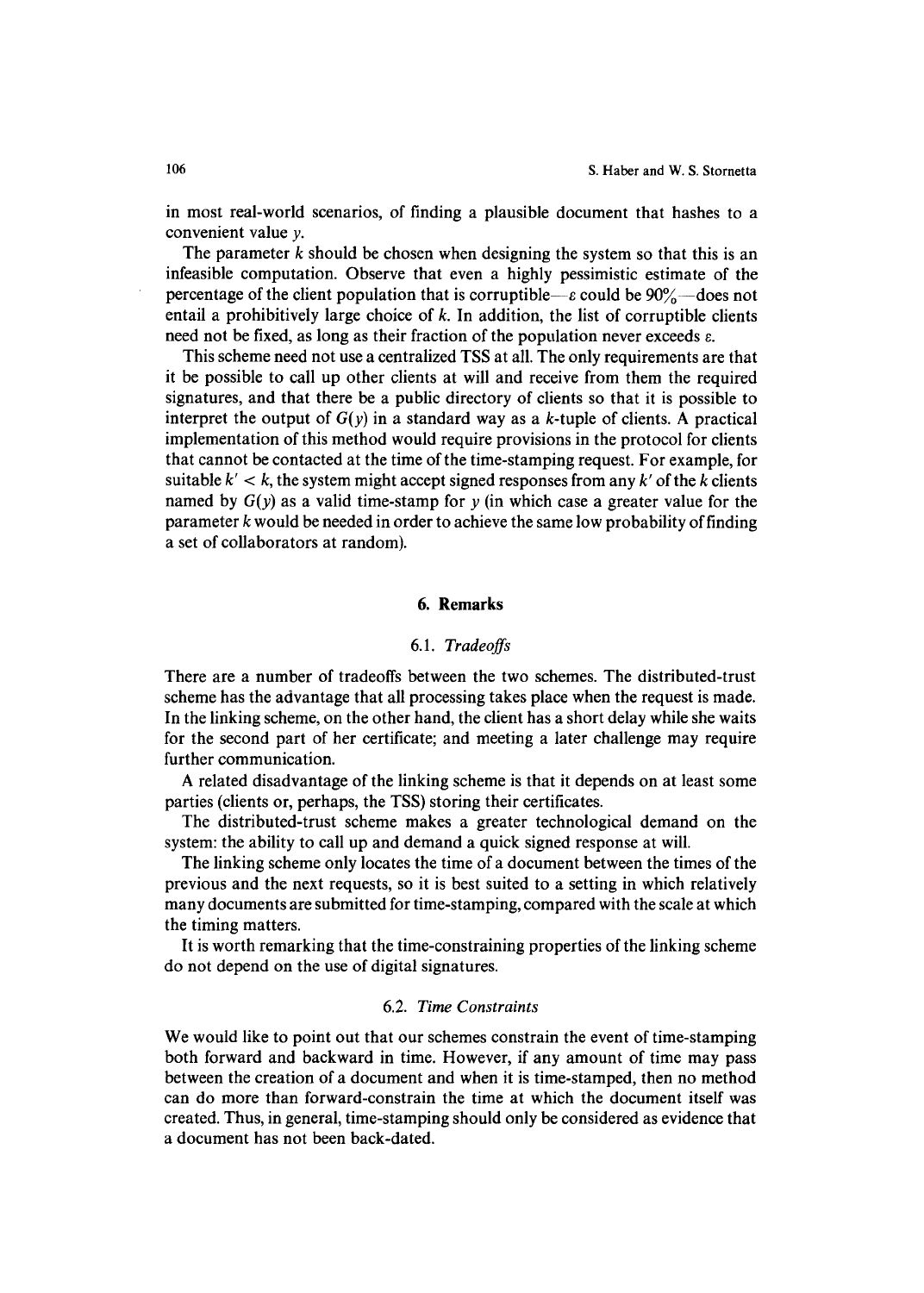in most real-world scenarios, of finding a plausible document that hashes to a convenient value $y$.

The parameter $k$ should be chosen when designing the system so that this is an infeasible computation. Observe that even a highly pessimistic estimate of the percentage of the client population that is corruptible—$\varepsilon$ could be 90%—does not entail a prohibitively large choice of $k$. In addition, the list of corruptible clients need not be fixed, as long as their fraction of the population never exceeds $\varepsilon$.

This scheme need not use a centralized TSS at all. The only requirements are that it be possible to call up other clients at will and receive from them the required signatures, and that there be a public directory of clients so that it is possible to interpret the output of $G(y)$ in a standard way as a $k$-tuple of clients. A practical implementation of this method would require provisions in the protocol for clients that cannot be contacted at the time of the time-stamping request. For example, for suitable $k' < k$, the system might accept signed responses from any $k'$ of the $k$ clients named by $G(y)$ as a valid time-stamp for $y$ (in which case a greater value for the parameter $k$ would be needed in order to achieve the same low probability of finding a set of collaborators at random).

## 6. Remarks

### 6.1. *Tradeoffs*

There are a number of tradeoffs between the two schemes. The distributed-trust scheme has the advantage that all processing takes place when the request is made. In the linking scheme, on the other hand, the client has a short delay while she waits for the second part of her certificate; and meeting a later challenge may require further communication.

A related disadvantage of the linking scheme is that it depends on at least some parties (clients or, perhaps, the TSS) storing their certificates.

The distributed-trust scheme makes a greater technological demand on the system: the ability to call up and demand a quick signed response at will.

The linking scheme only locates the time of a document between the times of the previous and the next requests, so it is best suited to a setting in which relatively many documents are submitted for time-stamping, compared with the scale at which the timing matters.

It is worth remarking that the time-constraining properties of the linking scheme do not depend on the use of digital signatures.

### 6.2. *Time Constraints*

We would like to point out that our schemes constrain the event of time-stamping both forward and backward in time. However, if any amount of time may pass between the creation of a document and when it is time-stamped, then no method can do more than forward-constrain the time at which the document itself was created. Thus, in general, time-stamping should only be considered as evidence that a document has not been back-dated.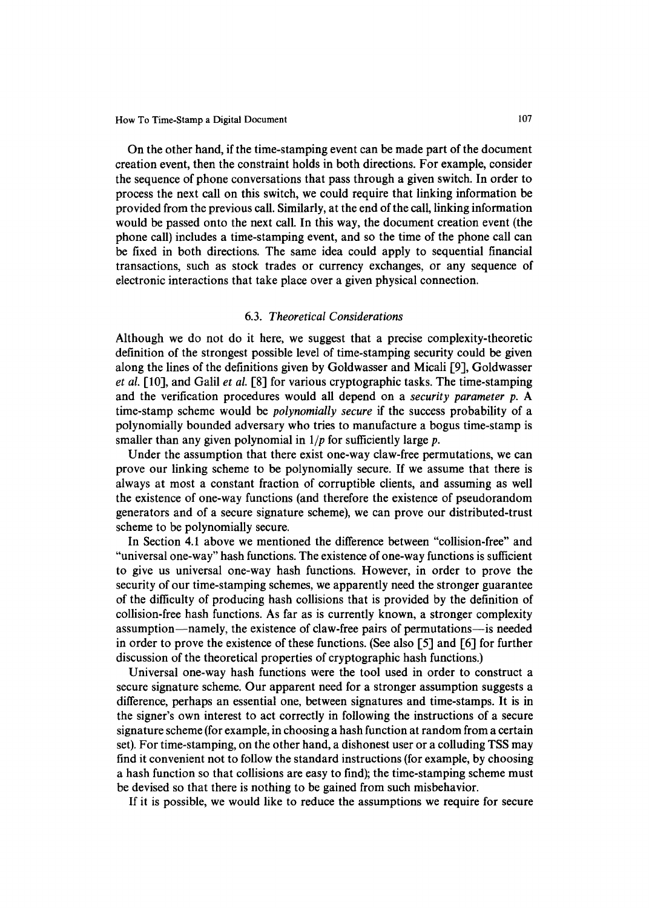On the other hand, if the time-stamping event can be made part of the document creation event, then the constraint holds in both directions. For example, consider the sequence of phone conversations that pass through a given switch. In order to process the next call on this switch, we could require that linking information be provided from the previous call. Similarly, at the end of the call, linking information would be passed onto the next call. In this way, the document creation event (the phone call) includes a time-stamping event, and so the time of the phone call can be fixed in both directions. The same idea could apply to sequential financial transactions, such as stock trades or currency exchanges, or any sequence of electronic interactions that take place over a given physical connection.

### 6.3. *Theoretical Considerations*

Although we do not do it here, we suggest that a precise complexity-theoretic definition of the strongest possible level of time-stamping security could be given along the lines of the definitions given by Goldwasser and Micali [9], Goldwasser *et al.* [10], and Galil *et al.* [8] for various cryptographic tasks. The time-stamping and the verification procedures would all depend on a *security parameter* $p$. A time-stamp scheme would be *polynomially secure* if the success probability of a polynomially bounded adversary who tries to manufacture a bogus time-stamp is smaller than any given polynomial in $1/p$ for sufficiently large $p$.

Under the assumption that there exist one-way claw-free permutations, we can prove our linking scheme to be polynomially secure. If we assume that there is always at most a constant fraction of corruptible clients, and assuming as well the existence of one-way functions (and therefore the existence of pseudorandom generators and of a secure signature scheme), we can prove our distributed-trust scheme to be polynomially secure.

In Section 4.1 above we mentioned the difference between "collision-free" and "universal one-way" hash functions. The existence of one-way functions is sufficient to give us universal one-way hash functions. However, in order to prove the security of our time-stamping schemes, we apparently need the stronger guarantee of the difficulty of producing hash collisions that is provided by the definition of collision-free hash functions. As far as is currently known, a stronger complexity assumption—namely, the existence of claw-free pairs of permutations—is needed in order to prove the existence of these functions. (See also [5] and [6] for further discussion of the theoretical properties of cryptographic hash functions.)

Universal one-way hash functions were the tool used in order to construct a secure signature scheme. Our apparent need for a stronger assumption suggests a difference, perhaps an essential one, between signatures and time-stamps. It is in the signer's own interest to act correctly in following the instructions of a secure signature scheme (for example, in choosing a hash function at random from a certain set). For time-stamping, on the other hand, a dishonest user or a colluding TSS may find it convenient not to follow the standard instructions (for example, by choosing a hash function so that collisions are easy to find); the time-stamping scheme must be devised so that there is nothing to be gained from such misbehavior.

If it is possible, we would like to reduce the assumptions we require for secure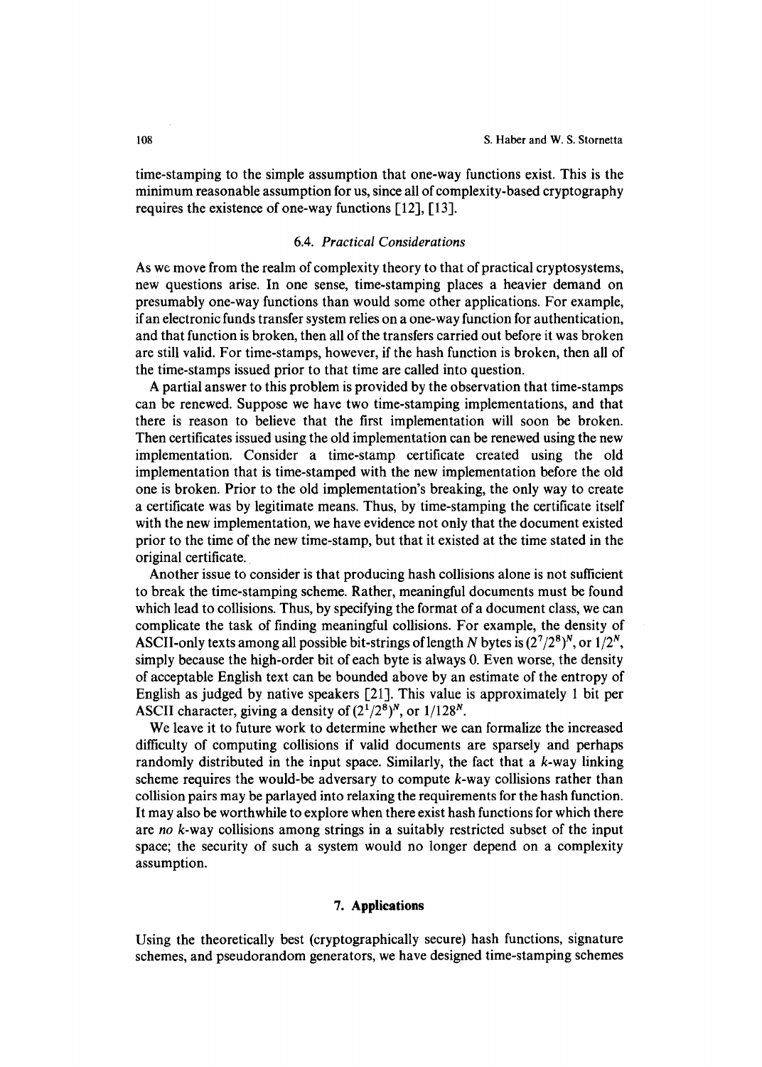time-stamping to the simple assumption that one-way functions exist. This is the minimum reasonable assumption for us, since all of complexity-based cryptography requires the existence of one-way functions [12], [13].

### 6.4. *Practical Considerations*

As we move from the realm of complexity theory to that of practical cryptosystems, new questions arise. In one sense, time-stamping places a heavier demand on presumably one-way functions than would some other applications. For example, if an electronic funds transfer system relies on a one-way function for authentication, and that function is broken, then all of the transfers carried out before it was broken are still valid. For time-stamps, however, if the hash function is broken, then all of the time-stamps issued prior to that time are called into question.

A partial answer to this problem is provided by the observation that time-stamps can be renewed. Suppose we have two time-stamping implementations, and that there is reason to believe that the first implementation will soon be broken. Then certificates issued using the old implementation can be renewed using the new implementation. Consider a time-stamp certificate created using the old implementation that is time-stamped with the new implementation before the old one is broken. Prior to the old implementation's breaking, the only way to create a certificate was by legitimate means. Thus, by time-stamping the certificate itself with the new implementation, we have evidence not only that the document existed prior to the time of the new time-stamp, but that it existed at the time stated in the original certificate.

Another issue to consider is that producing hash collisions alone is not sufficient to break the time-stamping scheme. Rather, meaningful documents must be found which lead to collisions. Thus, by specifying the format of a document class, we can complicate the task of finding meaningful collisions. For example, the density of ASCII-only texts among all possible bit-strings of length $N$ bytes is $(2^7/2^8)^N$, or $1/2^N$, simply because the high-order bit of each byte is always 0. Even worse, the density of acceptable English text can be bounded above by an estimate of the entropy of English as judged by native speakers [21]. This value is approximately 1 bit per ASCII character, giving a density of $(2^1/2^8)^N$, or $1/128^N$.

We leave it to future work to determine whether we can formalize the increased difficulty of computing collisions if valid documents are sparsely and perhaps randomly distributed in the input space. Similarly, the fact that a $k$-way linking scheme requires the would-be adversary to compute $k$-way collisions rather than collision pairs may be parlayed into relaxing the requirements for the hash function. It may also be worthwhile to explore when there exist hash functions for which there are *no* $k$-way collisions among strings in a suitably restricted subset of the input space; the security of such a system would no longer depend on a complexity assumption.

## 7. Applications

Using the theoretically best (cryptographically secure) hash functions, signature schemes, and pseudorandom generators, we have designed time-stamping schemes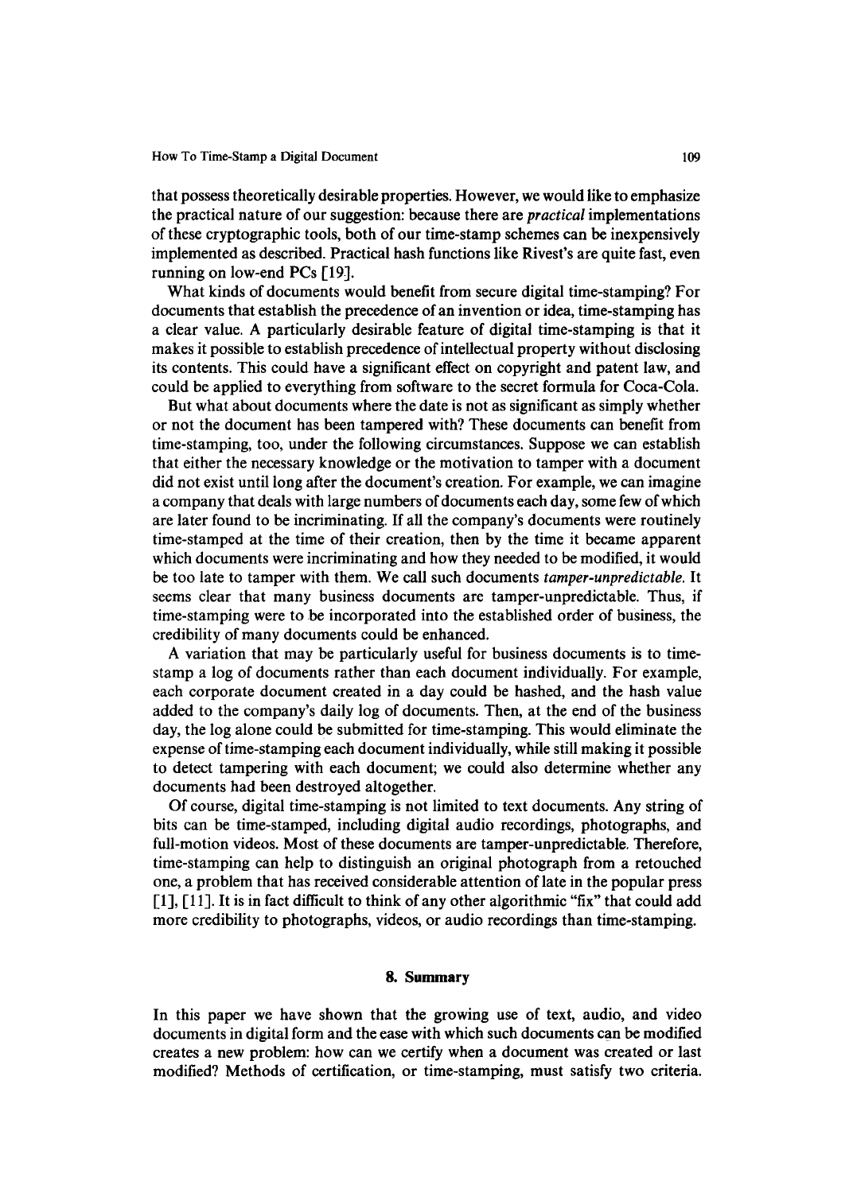that possess theoretically desirable properties. However, we would like to emphasize the practical nature of our suggestion: because there are *practical* implementations of these cryptographic tools, both of our time-stamp schemes can be inexpensively implemented as described. Practical hash functions like Rivest's are quite fast, even running on low-end PCs [19].

What kinds of documents would benefit from secure digital time-stamping? For documents that establish the precedence of an invention or idea, time-stamping has a clear value. A particularly desirable feature of digital time-stamping is that it makes it possible to establish precedence of intellectual property without disclosing its contents. This could have a significant effect on copyright and patent law, and could be applied to everything from software to the secret formula for Coca-Cola.

But what about documents where the date is not as significant as simply whether or not the document has been tampered with? These documents can benefit from time-stamping, too, under the following circumstances. Suppose we can establish that either the necessary knowledge or the motivation to tamper with a document did not exist until long after the document's creation. For example, we can imagine a company that deals with large numbers of documents each day, some few of which are later found to be incriminating. If all the company's documents were routinely time-stamped at the time of their creation, then by the time it became apparent which documents were incriminating and how they needed to be modified, it would be too late to tamper with them. We call such documents *tamper-unpredictable*. It seems clear that many business documents are tamper-unpredictable. Thus, if time-stamping were to be incorporated into the established order of business, the credibility of many documents could be enhanced.

A variation that may be particularly useful for business documents is to time-stamp a log of documents rather than each document individually. For example, each corporate document created in a day could be hashed, and the hash value added to the company's daily log of documents. Then, at the end of the business day, the log alone could be submitted for time-stamping. This would eliminate the expense of time-stamping each document individually, while still making it possible to detect tampering with each document; we could also determine whether any documents had been destroyed altogether.

Of course, digital time-stamping is not limited to text documents. Any string of bits can be time-stamped, including digital audio recordings, photographs, and full-motion videos. Most of these documents are tamper-unpredictable. Therefore, time-stamping can help to distinguish an original photograph from a retouched one, a problem that has received considerable attention of late in the popular press [1], [11]. It is in fact difficult to think of any other algorithmic "fix" that could add more credibility to photographs, videos, or audio recordings than time-stamping.

## 8. Summary

In this paper we have shown that the growing use of text, audio, and video documents in digital form and the ease with which such documents can be modified creates a new problem: how can we certify when a document was created or last modified? Methods of certification, or time-stamping, must satisfy two criteria.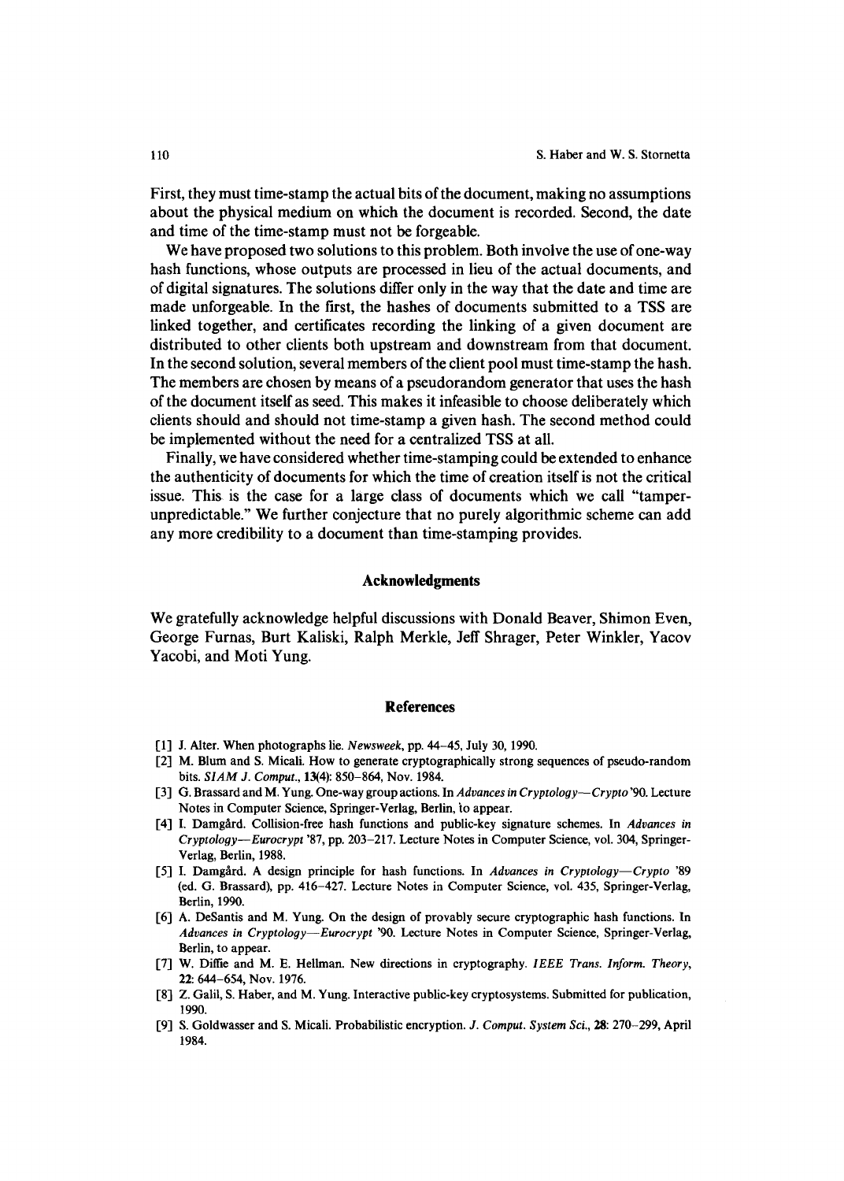First, they must time-stamp the actual bits of the document, making no assumptions about the physical medium on which the document is recorded. Second, the date and time of the time-stamp must not be forgeable.

We have proposed two solutions to this problem. Both involve the use of one-way hash functions, whose outputs are processed in lieu of the actual documents, and of digital signatures. The solutions differ only in the way that the date and time are made unforgeable. In the first, the hashes of documents submitted to a TSS are linked together, and certificates recording the linking of a given document are distributed to other clients both upstream and downstream from that document. In the second solution, several members of the client pool must time-stamp the hash. The members are chosen by means of a pseudorandom generator that uses the hash of the document itself as seed. This makes it infeasible to choose deliberately which clients should and should not time-stamp a given hash. The second method could be implemented without the need for a centralized TSS at all.

Finally, we have considered whether time-stamping could be extended to enhance the authenticity of documents for which the time of creation itself is not the critical issue. This is the case for a large class of documents which we call "tamper-unpredictable." We further conjecture that no purely algorithmic scheme can add any more credibility to a document than time-stamping provides.

## Acknowledgments

We gratefully acknowledge helpful discussions with Donald Beaver, Shimon Even, George Furnas, Burt Kaliski, Ralph Merkle, Jeff Shrager, Peter Winkler, Yacov Yacobi, and Moti Yung.

## References

[1] J. Alter. When photographs lie. *Newsweek*, pp. 44–45, July 30, 1990.

[2] M. Blum and S. Micali. How to generate cryptographically strong sequences of pseudo-random bits. *SIAM J. Comput.*, **13**(4): 850–864, Nov. 1984.

[3] G. Brassard and M. Yung. One-way group actions. In *Advances in Cryptology—Crypto '90*. Lecture Notes in Computer Science, Springer-Verlag, Berlin, to appear.

[4] I. Damgård. Collision-free hash functions and public-key signature schemes. In *Advances in Cryptology—Eurocrypt '87*, pp. 203–217. Lecture Notes in Computer Science, vol. 304, Springer-Verlag, Berlin, 1988.

[5] I. Damgård. A design principle for hash functions. In *Advances in Cryptology—Crypto '89* (ed. G. Brassard), pp. 416–427. Lecture Notes in Computer Science, vol. 435, Springer-Verlag, Berlin, 1990.

[6] A. DeSantis and M. Yung. On the design of provably secure cryptographic hash functions. In *Advances in Cryptology—Eurocrypt '90*. Lecture Notes in Computer Science, Springer-Verlag, Berlin, to appear.

[7] W. Diffie and M. E. Hellman. New directions in cryptography. *IEEE Trans. Inform. Theory*, **22**: 644–654, Nov. 1976.

[8] Z. Galil, S. Haber, and M. Yung. Interactive public-key cryptosystems. Submitted for publication, 1990.

[9] S. Goldwasser and S. Micali. Probabilistic encryption. *J. Comput. System Sci.*, **28**: 270–299, April 1984.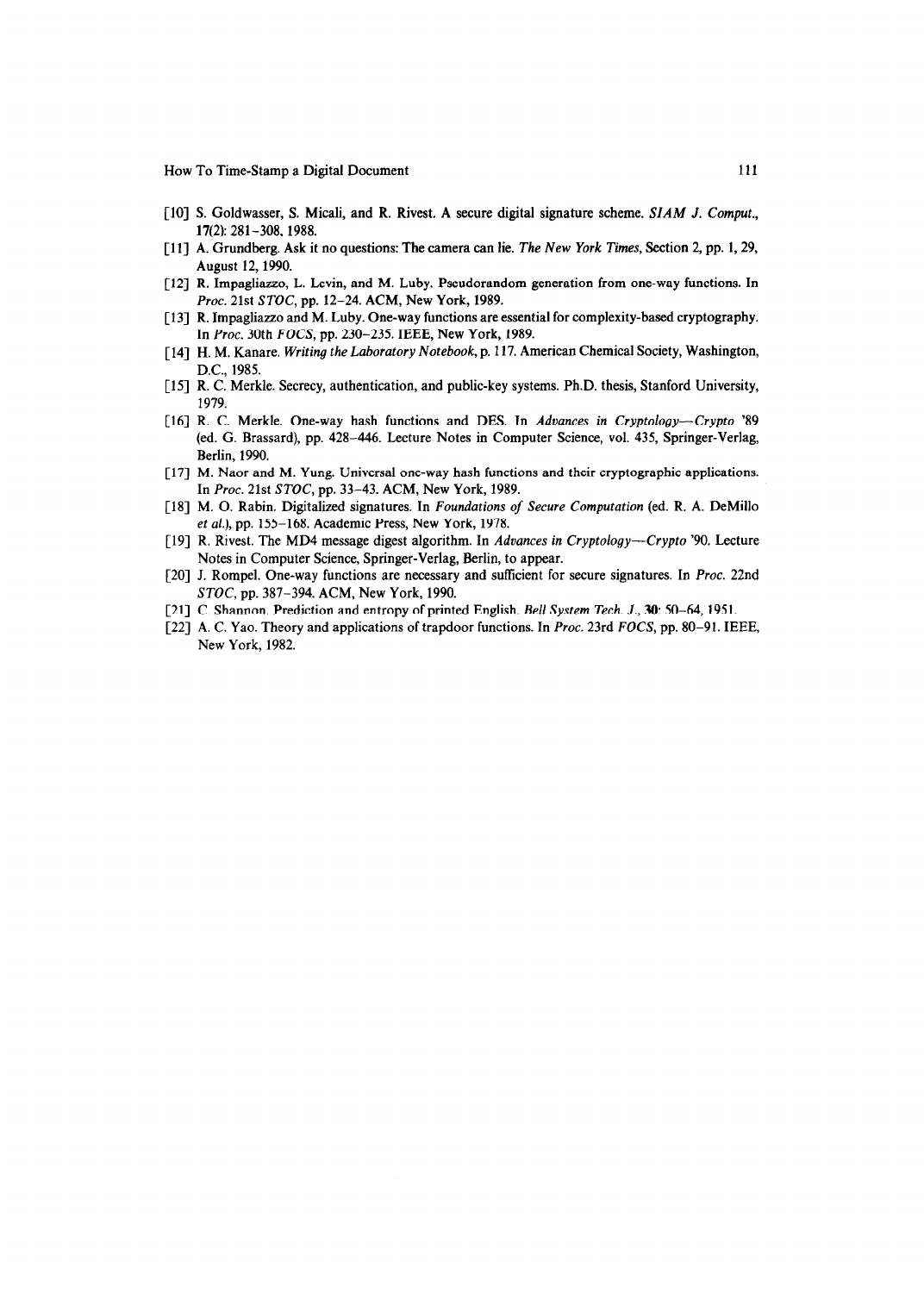[10] S. Goldwasser, S. Micali, and R. Rivest. A secure digital signature scheme. *SIAM J. Comput.*, **17**(2): 281–308. 1988.

[11] A. Grundberg. Ask it no questions: The camera can lie. *The New York Times*, Section 2, pp. 1, 29, August 12, 1990.

[12] R. Impagliazzo, L. Levin, and M. Luby. Pseudorandom generation from one-way functions. In *Proc.* 21st *STOC*, pp. 12–24. ACM, New York, 1989.

[13] R. Impagliazzo and M. Luby. One-way functions are essential for complexity-based cryptography. In *Proc.* 30th *FOCS*, pp. 230–235. IEEE, New York, 1989.

[14] H. M. Kanare. *Writing the Laboratory Notebook*, p. 117. American Chemical Society, Washington, D.C., 1985.

[15] R. C. Merkle. Secrecy, authentication, and public-key systems. Ph.D. thesis, Stanford University, 1979.

[16] R. C. Merkle. One-way hash functions and DES. In *Advances in Cryptology—Crypto* '89 (ed. G. Brassard), pp. 428–446. Lecture Notes in Computer Science, vol. 435, Springer-Verlag, Berlin, 1990.

[17] M. Naor and M. Yung. Universal one-way hash functions and their cryptographic applications. In *Proc.* 21st *STOC*, pp. 33–43. ACM, New York, 1989.

[18] M. O. Rabin. Digitalized signatures. In *Foundations of Secure Computation* (ed. R. A. DeMillo *et al.*), pp. 155–168. Academic Press, New York, 1978.

[19] R. Rivest. The MD4 message digest algorithm. In *Advances in Cryptology—Crypto* '90. Lecture Notes in Computer Science, Springer-Verlag, Berlin, to appear.

[20] J. Rompel. One-way functions are necessary and sufficient for secure signatures. In *Proc.* 22nd *STOC*, pp. 387–394. ACM, New York, 1990.

[21] C. Shannon. Prediction and entropy of printed English. *Bell System Tech. J.*, **30**: 50–64, 1951.

[22] A. C. Yao. Theory and applications of trapdoor functions. In *Proc.* 23rd *FOCS*, pp. 80–91. IEEE, New York, 1982.